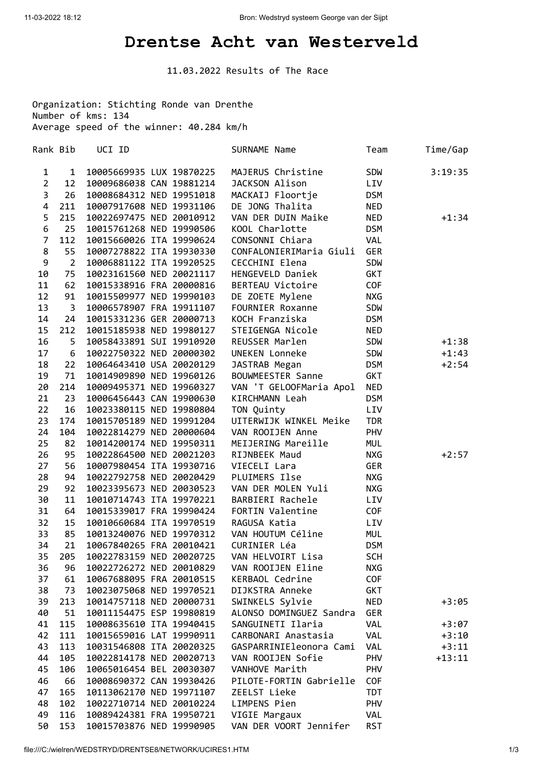# Drentse Acht van Westerveld

11.03.2022 Results of The Race

Organization: Stichting Ronde van Drenthe
Number of kms: 134
Average speed of the winner: 40.284 km/h

| Rank | Bib | UCI ID | SURNAME Name | Team | Time/Gap |
|---|---|---|---|---|---|
| 1 | 1 | 10005669935 LUX 19870225 | MAJERUS Christine | SDW | 3:19:35 |
| 2 | 12 | 10009686038 CAN 19881214 | JACKSON Alison | LIV | |
| 3 | 26 | 10008684312 NED 19951018 | MACKAIJ Floortje | DSM | |
| 4 | 211 | 10007917608 NED 19931106 | DE JONG Thalita | NED | |
| 5 | 215 | 10022697475 NED 20010912 | VAN DER DUIN Maike | NED | +1:34 |
| 6 | 25 | 10015761268 NED 19990506 | KOOL Charlotte | DSM | |
| 7 | 112 | 10015660026 ITA 19990624 | CONSONNI Chiara | VAL | |
| 8 | 55 | 10007278822 ITA 19930330 | CONFALONIERIMaria Giuli | GER | |
| 9 | 2 | 10006881122 ITA 19920525 | CECCHINI Elena | SDW | |
| 10 | 75 | 10023161560 NED 20021117 | HENGEVELD Daniek | GKT | |
| 11 | 62 | 10015338916 FRA 20000816 | BERTEAU Victoire | COF | |
| 12 | 91 | 10015509977 NED 19990103 | DE ZOETE Mylene | NXG | |
| 13 | 3 | 10006578907 FRA 19911107 | FOURNIER Roxanne | SDW | |
| 14 | 24 | 10015331236 GER 20000713 | KOCH Franziska | DSM | |
| 15 | 212 | 10015185938 NED 19980127 | STEIGENGA Nicole | NED | |
| 16 | 5 | 10058433891 SUI 19910920 | REUSSER Marlen | SDW | +1:38 |
| 17 | 6 | 10022750322 NED 20000302 | UNEKEN Lonneke | SDW | +1:43 |
| 18 | 22 | 10064643410 USA 20020129 | JASTRAB Megan | DSM | +2:54 |
| 19 | 71 | 10014909890 NED 19960126 | BOUWMEESTER Sanne | GKT | |
| 20 | 214 | 10009495371 NED 19960327 | VAN 'T GELOOFMaria Apol | NED | |
| 21 | 23 | 10006456443 CAN 19900630 | KIRCHMANN Leah | DSM | |
| 22 | 16 | 10023380115 NED 19980804 | TON Quinty | LIV | |
| 23 | 174 | 10015705189 NED 19991204 | UITERWIJK WINKEL Meike | TDR | |
| 24 | 104 | 10022814279 NED 20000604 | VAN ROOIJEN Anne | PHV | |
| 25 | 82 | 10014200174 NED 19950311 | MEIJERING Mareille | MUL | |
| 26 | 95 | 10022864500 NED 20021203 | RIJNBEEK Maud | NXG | +2:57 |
| 27 | 56 | 10007980454 ITA 19930716 | VIECELI Lara | GER | |
| 28 | 94 | 10022792758 NED 20020429 | PLUIMERS Ilse | NXG | |
| 29 | 92 | 10023395673 NED 20030523 | VAN DER MOLEN Yuli | NXG | |
| 30 | 11 | 10010714743 ITA 19970221 | BARBIERI Rachele | LIV | |
| 31 | 64 | 10015339017 FRA 19990424 | FORTIN Valentine | COF | |
| 32 | 15 | 10010660684 ITA 19970519 | RAGUSA Katia | LIV | |
| 33 | 85 | 10013240076 NED 19970312 | VAN HOUTUM Céline | MUL | |
| 34 | 21 | 10067840265 FRA 20010421 | CURINIER Léa | DSM | |
| 35 | 205 | 10022783159 NED 20020725 | VAN HELVOIRT Lisa | SCH | |
| 36 | 96 | 10022726272 NED 20010829 | VAN ROOIJEN Eline | NXG | |
| 37 | 61 | 10067688095 FRA 20010515 | KERBAOL Cedrine | COF | |
| 38 | 73 | 10023075068 NED 19970521 | DIJKSTRA Anneke | GKT | |
| 39 | 213 | 10014757118 NED 20000731 | SWINKELS Sylvie | NED | +3:05 |
| 40 | 51 | 10011154475 ESP 19980819 | ALONSO DOMINGUEZ Sandra | GER | |
| 41 | 115 | 10008635610 ITA 19940415 | SANGUINETI Ilaria | VAL | +3:07 |
| 42 | 111 | 10015659016 LAT 19990911 | CARBONARI Anastasia | VAL | +3:10 |
| 43 | 113 | 10031546808 ITA 20020325 | GASPARRINIEleonora Cami | VAL | +3:11 |
| 44 | 105 | 10022814178 NED 20020713 | VAN ROOIJEN Sofie | PHV | +13:11 |
| 45 | 106 | 10065016454 BEL 20030307 | VANHOVE Marith | PHV | |
| 46 | 66 | 10008690372 CAN 19930426 | PILOTE-FORTIN Gabrielle | COF | |
| 47 | 165 | 10113062170 NED 19971107 | ZEELST Lieke | TDT | |
| 48 | 102 | 10022710714 NED 20010224 | LIMPENS Pien | PHV | |
| 49 | 116 | 10089424381 FRA 19950721 | VIGIE Margaux | VAL | |
| 50 | 153 | 10015703876 NED 19990905 | VAN DER VOORT Jennifer | RST | |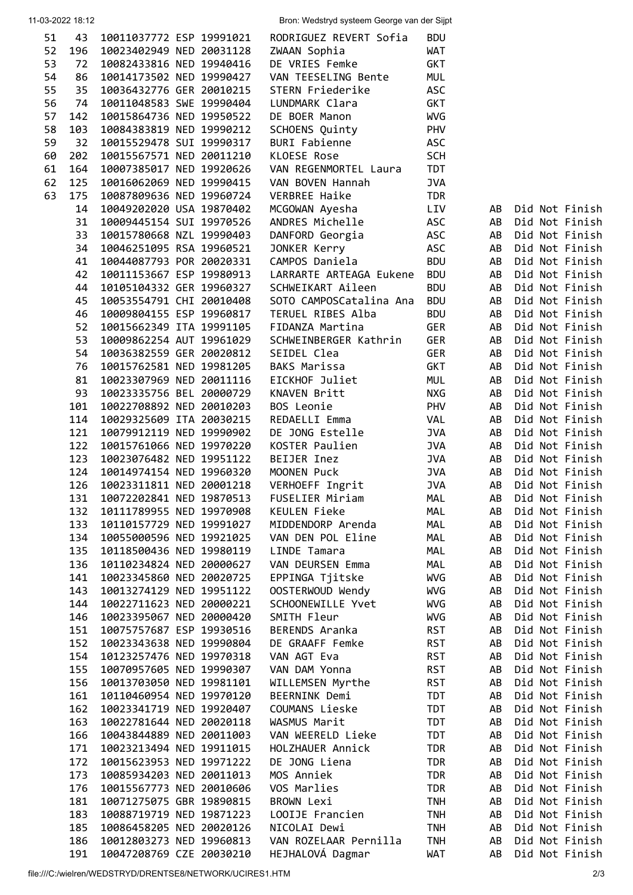| | | | | | | | |
|---|---|---|---|---|---|---|---|
| 51 | 43 | 10011037772 ESP 19991021 | RODRIGUEZ REVERT Sofia | BDU | | |
| 52 | 196 | 10023402949 NED 20031128 | ZWAAN Sophia | WAT | | |
| 53 | 72 | 10082433816 NED 19940416 | DE VRIES Femke | GKT | | |
| 54 | 86 | 10014173502 NED 19990427 | VAN TEESELING Bente | MUL | | |
| 55 | 35 | 10036432776 GER 20010215 | STERN Friederike | ASC | | |
| 56 | 74 | 10011048583 SWE 19990404 | LUNDMARK Clara | GKT | | |
| 57 | 142 | 10015864736 NED 19950522 | DE BOER Manon | WVG | | |
| 58 | 103 | 10084383819 NED 19990212 | SCHOENS Quinty | PHV | | |
| 59 | 32 | 10015529478 SUI 19990317 | BURI Fabienne | ASC | | |
| 60 | 202 | 10015567571 NED 20011210 | KLOESE Rose | SCH | | |
| 61 | 164 | 10007385017 NED 19920626 | VAN REGENMORTEL Laura | TDT | | |
| 62 | 125 | 10016062069 NED 19990415 | VAN BOVEN Hannah | JVA | | |
| 63 | 175 | 10087809636 NED 19960724 | VERBREE Haike | TDR | | |
| | 14 | 10049202020 USA 19870402 | MCGOWAN Ayesha | LIV | AB | Did Not Finish |
| | 31 | 10009445154 SUI 19970526 | ANDRES Michelle | ASC | AB | Did Not Finish |
| | 33 | 10015780668 NZL 19990403 | DANFORD Georgia | ASC | AB | Did Not Finish |
| | 34 | 10046251095 RSA 19960521 | JONKER Kerry | ASC | AB | Did Not Finish |
| | 41 | 10044087793 POR 20020331 | CAMPOS Daniela | BDU | AB | Did Not Finish |
| | 42 | 10011153667 ESP 19980913 | LARRARTE ARTEAGA Eukene | BDU | AB | Did Not Finish |
| | 44 | 10105104332 GER 19960327 | SCHWEIKART Aileen | BDU | AB | Did Not Finish |
| | 45 | 10053554791 CHI 20010408 | SOTO CAMPOSCatalina Ana | BDU | AB | Did Not Finish |
| | 46 | 10009804155 ESP 19960817 | TERUEL RIBES Alba | BDU | AB | Did Not Finish |
| | 52 | 10015662349 ITA 19991105 | FIDANZA Martina | GER | AB | Did Not Finish |
| | 53 | 10009862254 AUT 19961029 | SCHWEINBERGER Kathrin | GER | AB | Did Not Finish |
| | 54 | 10036382559 GER 20020812 | SEIDEL Clea | GER | AB | Did Not Finish |
| | 76 | 10015762581 NED 19981205 | BAKS Marissa | GKT | AB | Did Not Finish |
| | 81 | 10023307969 NED 20011116 | EICKHOF Juliet | MUL | AB | Did Not Finish |
| | 93 | 10023335756 BEL 20000729 | KNAVEN Britt | NXG | AB | Did Not Finish |
| | 101 | 10022708892 NED 20010203 | BOS Leonie | PHV | AB | Did Not Finish |
| | 114 | 10029325609 ITA 20030215 | REDAELLI Emma | VAL | AB | Did Not Finish |
| | 121 | 10079912119 NED 19990902 | DE JONG Estelle | JVA | AB | Did Not Finish |
| | 122 | 10015761066 NED 19970220 | KOSTER Paulien | JVA | AB | Did Not Finish |
| | 123 | 10023076482 NED 19951122 | BEIJER Inez | JVA | AB | Did Not Finish |
| | 124 | 10014974154 NED 19960320 | MOONEN Puck | JVA | AB | Did Not Finish |
| | 126 | 10023311811 NED 20001218 | VERHOEFF Ingrit | JVA | AB | Did Not Finish |
| | 131 | 10072202841 NED 19870513 | FUSELIER Miriam | MAL | AB | Did Not Finish |
| | 132 | 10111789955 NED 19970908 | KEULEN Fieke | MAL | AB | Did Not Finish |
| | 133 | 10110157729 NED 19991027 | MIDDENDORP Arenda | MAL | AB | Did Not Finish |
| | 134 | 10055000596 NED 19921025 | VAN DEN POL Eline | MAL | AB | Did Not Finish |
| | 135 | 10118500436 NED 19980119 | LINDE Tamara | MAL | AB | Did Not Finish |
| | 136 | 10110234824 NED 20000627 | VAN DEURSEN Emma | MAL | AB | Did Not Finish |
| | 141 | 10023345860 NED 20020725 | EPPINGA Tjitske | WVG | AB | Did Not Finish |
| | 143 | 10013274129 NED 19951122 | OOSTERWOUD Wendy | WVG | AB | Did Not Finish |
| | 144 | 10022711623 NED 20000221 | SCHOONEWILLE Yvet | WVG | AB | Did Not Finish |
| | 146 | 10023395067 NED 20000420 | SMITH Fleur | WVG | AB | Did Not Finish |
| | 151 | 10075757687 ESP 19930516 | BERENDS Aranka | RST | AB | Did Not Finish |
| | 152 | 10023343638 NED 19990804 | DE GRAAFF Femke | RST | AB | Did Not Finish |
| | 154 | 10123257476 NED 19970318 | VAN AGT Eva | RST | AB | Did Not Finish |
| | 155 | 10070957605 NED 19990307 | VAN DAM Yonna | RST | AB | Did Not Finish |
| | 156 | 10013703050 NED 19981101 | WILLEMSEN Myrthe | RST | AB | Did Not Finish |
| | 161 | 10110460954 NED 19970120 | BEERNINK Demi | TDT | AB | Did Not Finish |
| | 162 | 10023341719 NED 19920407 | COUMANS Lieske | TDT | AB | Did Not Finish |
| | 163 | 10022781644 NED 20020118 | WASMUS Marit | TDT | AB | Did Not Finish |
| | 166 | 10043844889 NED 20011003 | VAN WEERELD Lieke | TDT | AB | Did Not Finish |
| | 171 | 10023213494 NED 19911015 | HOLZHAUER Annick | TDR | AB | Did Not Finish |
| | 172 | 10015623953 NED 19971222 | DE JONG Liena | TDR | AB | Did Not Finish |
| | 173 | 10085934203 NED 20011013 | MOS Anniek | TDR | AB | Did Not Finish |
| | 176 | 10015567773 NED 20010606 | VOS Marlies | TDR | AB | Did Not Finish |
| | 181 | 10071275075 GBR 19890815 | BROWN Lexi | TNH | AB | Did Not Finish |
| | 183 | 10088719719 NED 19871223 | LOOIJE Francien | TNH | AB | Did Not Finish |
| | 185 | 10086458205 NED 20020126 | NICOLAI Dewi | TNH | AB | Did Not Finish |
| | 186 | 10012803273 NED 19960813 | VAN ROZELAAR Pernilla | TNH | AB | Did Not Finish |
| | 191 | 10047208769 CZE 20030210 | HEJHALOVÁ Dagmar | WAT | AB | Did Not Finish |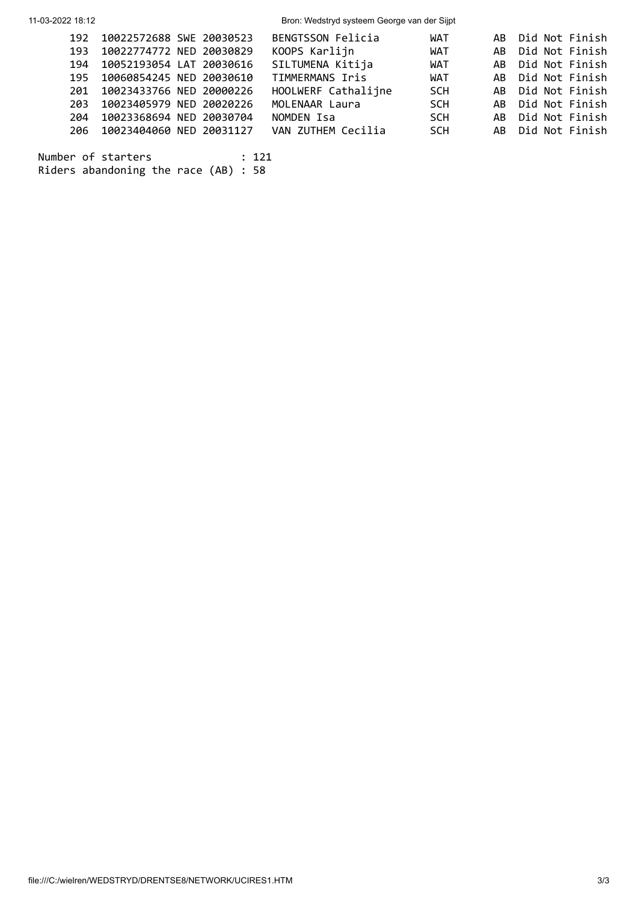| | | | | | | | |
|---|---|---|---|---|---|---|---|
| 192 | 10022572688 | SWE | 20030523 | BENGTSSON Felicia | WAT | AB | Did Not Finish |
| 193 | 10022774772 | NED | 20030829 | KOOPS Karlijn | WAT | AB | Did Not Finish |
| 194 | 10052193054 | LAT | 20030616 | SILTUMENA Kitija | WAT | AB | Did Not Finish |
| 195 | 10060854245 | NED | 20030610 | TIMMERMANS Iris | WAT | AB | Did Not Finish |
| 201 | 10023433766 | NED | 20000226 | HOOLWERF Cathalijne | SCH | AB | Did Not Finish |
| 203 | 10023405979 | NED | 20020226 | MOLENAAR Laura | SCH | AB | Did Not Finish |
| 204 | 10023368694 | NED | 20030704 | NOMDEN Isa | SCH | AB | Did Not Finish |
| 206 | 10023404060 | NED | 20031127 | VAN ZUTHEM Cecilia | SCH | AB | Did Not Finish |

Number of starters : 121
Riders abandoning the race (AB) : 58